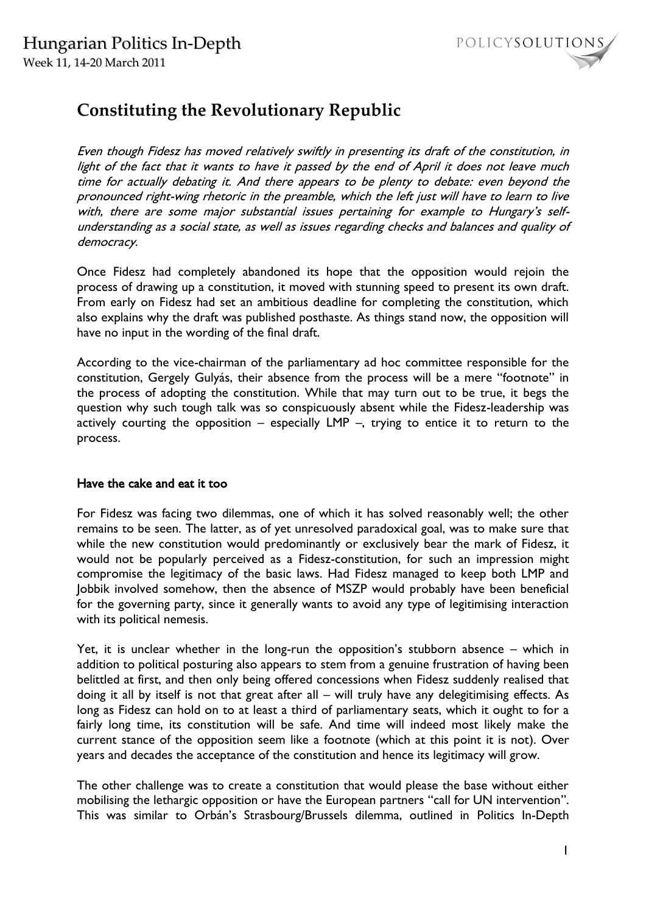# Constituting the Revolutionary Republic

*Even though Fidesz has moved relatively swiftly in presenting its draft of the constitution, in light of the fact that it wants to have it passed by the end of April it does not leave much time for actually debating it. And there appears to be plenty to debate: even beyond the pronounced right-wing rhetoric in the preamble, which the left just will have to learn to live with, there are some major substantial issues pertaining for example to Hungary's self-understanding as a social state, as well as issues regarding checks and balances and quality of democracy.*

Once Fidesz had completely abandoned its hope that the opposition would rejoin the process of drawing up a constitution, it moved with stunning speed to present its own draft. From early on Fidesz had set an ambitious deadline for completing the constitution, which also explains why the draft was published posthaste. As things stand now, the opposition will have no input in the wording of the final draft.

According to the vice-chairman of the parliamentary ad hoc committee responsible for the constitution, Gergely Gulyás, their absence from the process will be a mere "footnote" in the process of adopting the constitution. While that may turn out to be true, it begs the question why such tough talk was so conspicuously absent while the Fidesz-leadership was actively courting the opposition – especially LMP –, trying to entice it to return to the process.

### Have the cake and eat it too

For Fidesz was facing two dilemmas, one of which it has solved reasonably well; the other remains to be seen. The latter, as of yet unresolved paradoxical goal, was to make sure that while the new constitution would predominantly or exclusively bear the mark of Fidesz, it would not be popularly perceived as a Fidesz-constitution, for such an impression might compromise the legitimacy of the basic laws. Had Fidesz managed to keep both LMP and Jobbik involved somehow, then the absence of MSZP would probably have been beneficial for the governing party, since it generally wants to avoid any type of legitimising interaction with its political nemesis.

Yet, it is unclear whether in the long-run the opposition's stubborn absence – which in addition to political posturing also appears to stem from a genuine frustration of having been belittled at first, and then only being offered concessions when Fidesz suddenly realised that doing it all by itself is not that great after all – will truly have any delegitimising effects. As long as Fidesz can hold on to at least a third of parliamentary seats, which it ought to for a fairly long time, its constitution will be safe. And time will indeed most likely make the current stance of the opposition seem like a footnote (which at this point it is not). Over years and decades the acceptance of the constitution and hence its legitimacy will grow.

The other challenge was to create a constitution that would please the base without either mobilising the lethargic opposition or have the European partners "call for UN intervention". This was similar to Orbán's Strasbourg/Brussels dilemma, outlined in Politics In-Depth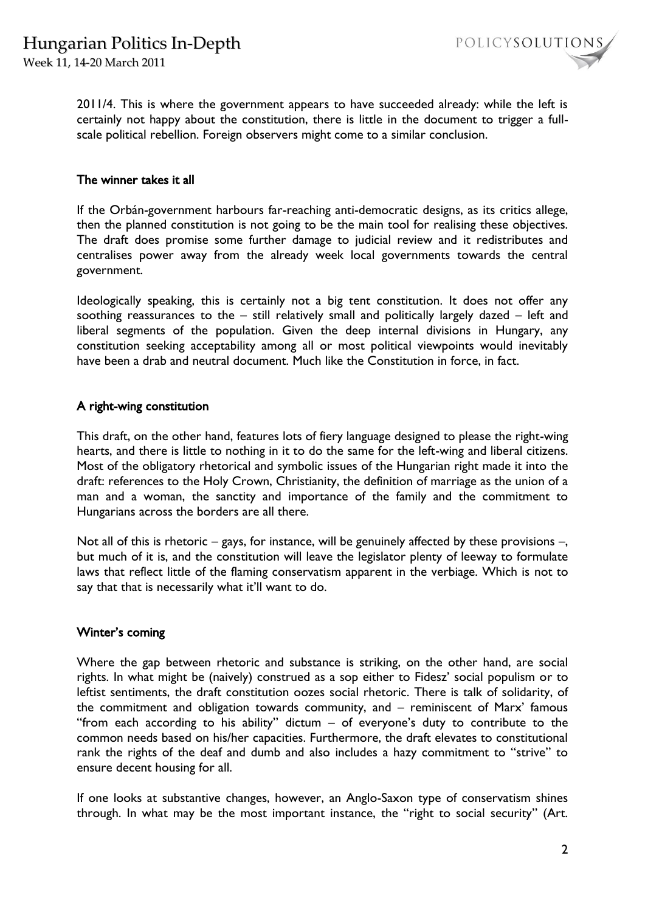2011/4. This is where the government appears to have succeeded already: while the left is certainly not happy about the constitution, there is little in the document to trigger a full-scale political rebellion. Foreign observers might come to a similar conclusion.

## The winner takes it all

If the Orbán-government harbours far-reaching anti-democratic designs, as its critics allege, then the planned constitution is not going to be the main tool for realising these objectives. The draft does promise some further damage to judicial review and it redistributes and centralises power away from the already week local governments towards the central government.

Ideologically speaking, this is certainly not a big tent constitution. It does not offer any soothing reassurances to the – still relatively small and politically largely dazed – left and liberal segments of the population. Given the deep internal divisions in Hungary, any constitution seeking acceptability among all or most political viewpoints would inevitably have been a drab and neutral document. Much like the Constitution in force, in fact.

## A right-wing constitution

This draft, on the other hand, features lots of fiery language designed to please the right-wing hearts, and there is little to nothing in it to do the same for the left-wing and liberal citizens. Most of the obligatory rhetorical and symbolic issues of the Hungarian right made it into the draft: references to the Holy Crown, Christianity, the definition of marriage as the union of a man and a woman, the sanctity and importance of the family and the commitment to Hungarians across the borders are all there.

Not all of this is rhetoric – gays, for instance, will be genuinely affected by these provisions –, but much of it is, and the constitution will leave the legislator plenty of leeway to formulate laws that reflect little of the flaming conservatism apparent in the verbiage. Which is not to say that that is necessarily what it'll want to do.

## Winter's coming

Where the gap between rhetoric and substance is striking, on the other hand, are social rights. In what might be (naively) construed as a sop either to Fidesz' social populism or to leftist sentiments, the draft constitution oozes social rhetoric. There is talk of solidarity, of the commitment and obligation towards community, and – reminiscent of Marx' famous "from each according to his ability" dictum – of everyone's duty to contribute to the common needs based on his/her capacities. Furthermore, the draft elevates to constitutional rank the rights of the deaf and dumb and also includes a hazy commitment to "strive" to ensure decent housing for all.

If one looks at substantive changes, however, an Anglo-Saxon type of conservatism shines through. In what may be the most important instance, the "right to social security" (Art.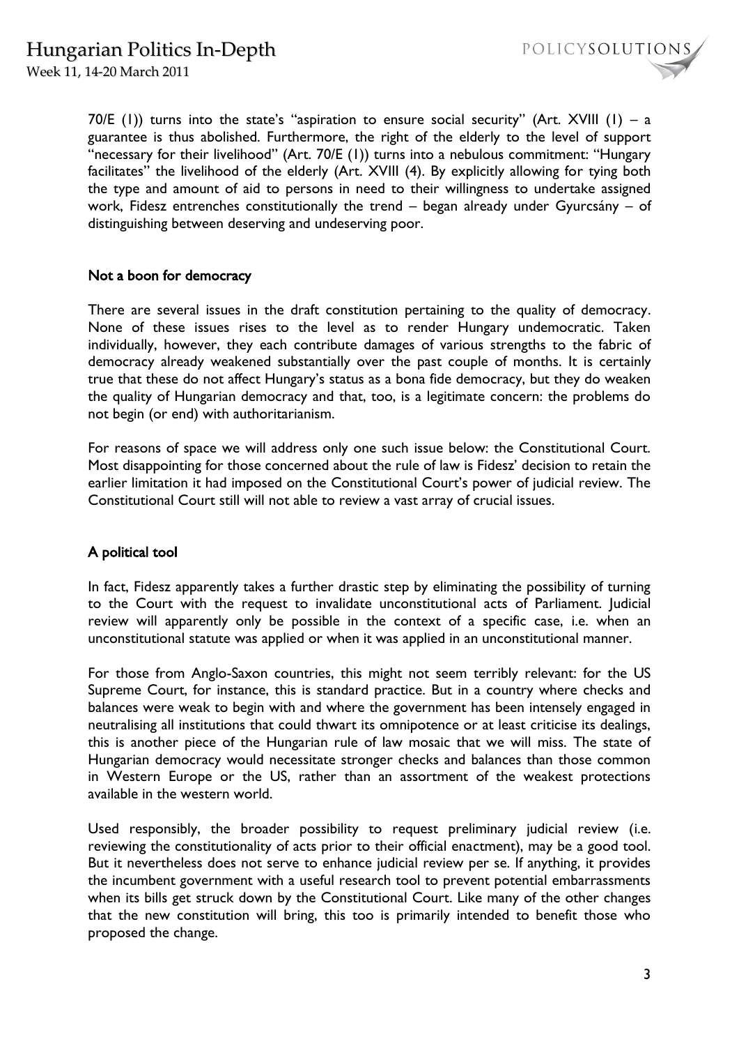70/E (1)) turns into the state's "aspiration to ensure social security" (Art. XVIII (1) – a guarantee is thus abolished. Furthermore, the right of the elderly to the level of support "necessary for their livelihood" (Art. 70/E (1)) turns into a nebulous commitment: "Hungary facilitates" the livelihood of the elderly (Art. XVIII (4). By explicitly allowing for tying both the type and amount of aid to persons in need to their willingness to undertake assigned work, Fidesz entrenches constitutionally the trend – began already under Gyurcsány – of distinguishing between deserving and undeserving poor.

## Not a boon for democracy

There are several issues in the draft constitution pertaining to the quality of democracy. None of these issues rises to the level as to render Hungary undemocratic. Taken individually, however, they each contribute damages of various strengths to the fabric of democracy already weakened substantially over the past couple of months. It is certainly true that these do not affect Hungary's status as a bona fide democracy, but they do weaken the quality of Hungarian democracy and that, too, is a legitimate concern: the problems do not begin (or end) with authoritarianism.

For reasons of space we will address only one such issue below: the Constitutional Court. Most disappointing for those concerned about the rule of law is Fidesz' decision to retain the earlier limitation it had imposed on the Constitutional Court's power of judicial review. The Constitutional Court still will not able to review a vast array of crucial issues.

## A political tool

In fact, Fidesz apparently takes a further drastic step by eliminating the possibility of turning to the Court with the request to invalidate unconstitutional acts of Parliament. Judicial review will apparently only be possible in the context of a specific case, i.e. when an unconstitutional statute was applied or when it was applied in an unconstitutional manner.

For those from Anglo-Saxon countries, this might not seem terribly relevant: for the US Supreme Court, for instance, this is standard practice. But in a country where checks and balances were weak to begin with and where the government has been intensely engaged in neutralising all institutions that could thwart its omnipotence or at least criticise its dealings, this is another piece of the Hungarian rule of law mosaic that we will miss. The state of Hungarian democracy would necessitate stronger checks and balances than those common in Western Europe or the US, rather than an assortment of the weakest protections available in the western world.

Used responsibly, the broader possibility to request preliminary judicial review (i.e. reviewing the constitutionality of acts prior to their official enactment), may be a good tool. But it nevertheless does not serve to enhance judicial review per se. If anything, it provides the incumbent government with a useful research tool to prevent potential embarrassments when its bills get struck down by the Constitutional Court. Like many of the other changes that the new constitution will bring, this too is primarily intended to benefit those who proposed the change.